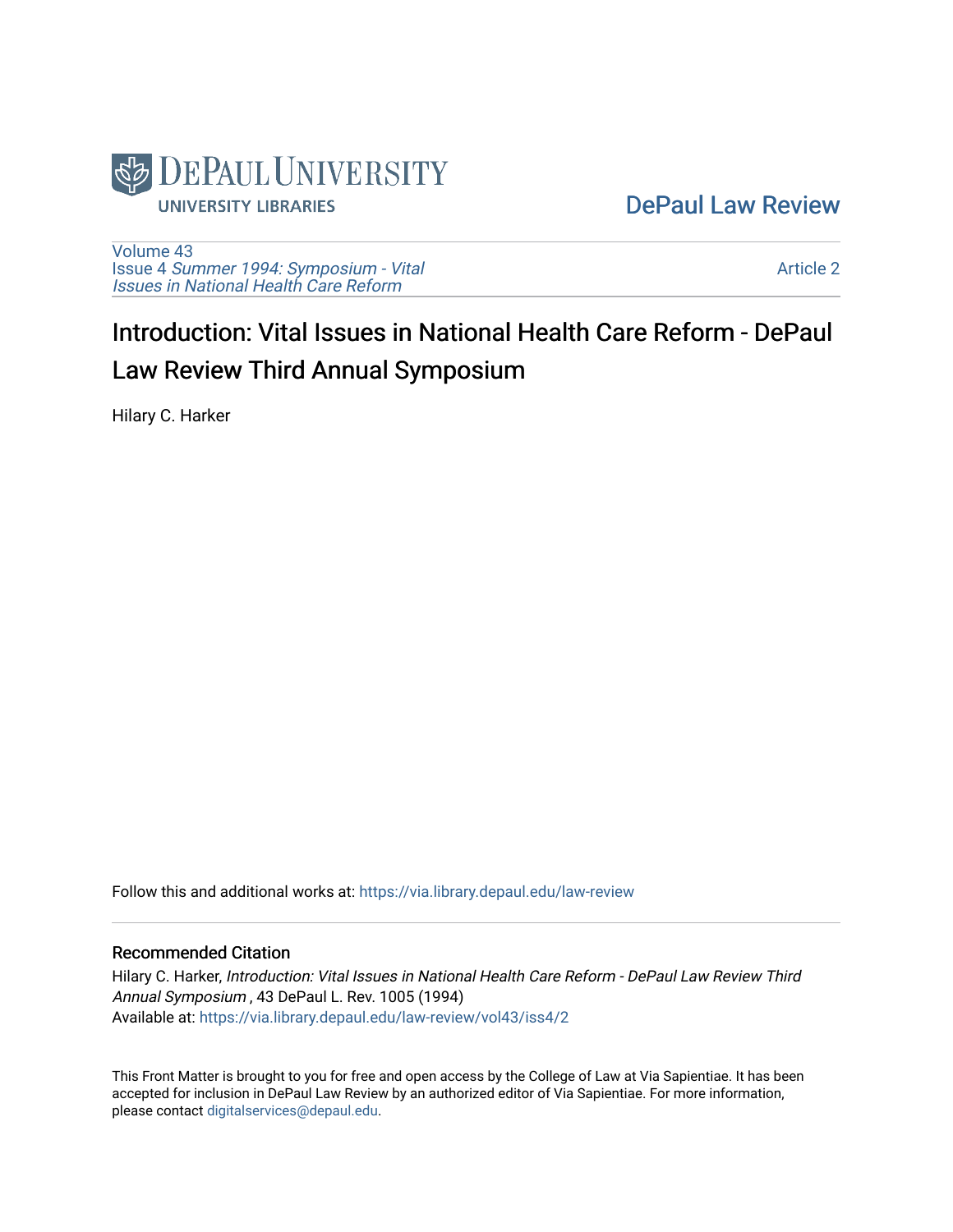DePaul University
University Libraries

DePaul Law Review

Volume 43
Issue 4 *Summer 1994: Symposium - Vital Issues in National Health Care Reform*

Article 2

# Introduction: Vital Issues in National Health Care Reform - DePaul Law Review Third Annual Symposium

Hilary C. Harker

Follow this and additional works at: https://via.library.depaul.edu/law-review

## Recommended Citation

Hilary C. Harker, *Introduction: Vital Issues in National Health Care Reform - DePaul Law Review Third Annual Symposium*, 43 DePaul L. Rev. 1005 (1994)
Available at: https://via.library.depaul.edu/law-review/vol43/iss4/2

This Front Matter is brought to you for free and open access by the College of Law at Via Sapientiae. It has been accepted for inclusion in DePaul Law Review by an authorized editor of Via Sapientiae. For more information, please contact digitalservices@depaul.edu.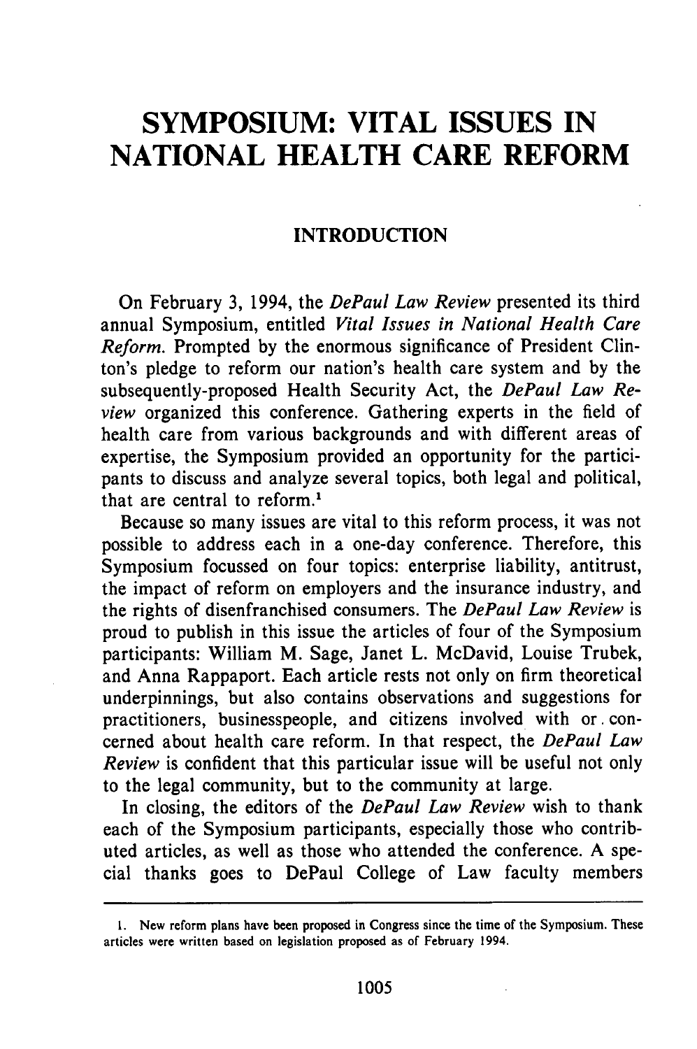# SYMPOSIUM: VITAL ISSUES IN NATIONAL HEALTH CARE REFORM

## INTRODUCTION

On February 3, 1994, the *DePaul Law Review* presented its third annual Symposium, entitled *Vital Issues in National Health Care Reform*. Prompted by the enormous significance of President Clinton's pledge to reform our nation's health care system and by the subsequently-proposed Health Security Act, the *DePaul Law Review* organized this conference. Gathering experts in the field of health care from various backgrounds and with different areas of expertise, the Symposium provided an opportunity for the participants to discuss and analyze several topics, both legal and political, that are central to reform.[1]

Because so many issues are vital to this reform process, it was not possible to address each in a one-day conference. Therefore, this Symposium focussed on four topics: enterprise liability, antitrust, the impact of reform on employers and the insurance industry, and the rights of disenfranchised consumers. The *DePaul Law Review* is proud to publish in this issue the articles of four of the Symposium participants: William M. Sage, Janet L. McDavid, Louise Trubek, and Anna Rappaport. Each article rests not only on firm theoretical underpinnings, but also contains observations and suggestions for practitioners, businesspeople, and citizens involved with or concerned about health care reform. In that respect, the *DePaul Law Review* is confident that this particular issue will be useful not only to the legal community, but to the community at large.

In closing, the editors of the *DePaul Law Review* wish to thank each of the Symposium participants, especially those who contributed articles, as well as those who attended the conference. A special thanks goes to DePaul College of Law faculty members

---

1. New reform plans have been proposed in Congress since the time of the Symposium. These articles were written based on legislation proposed as of February 1994.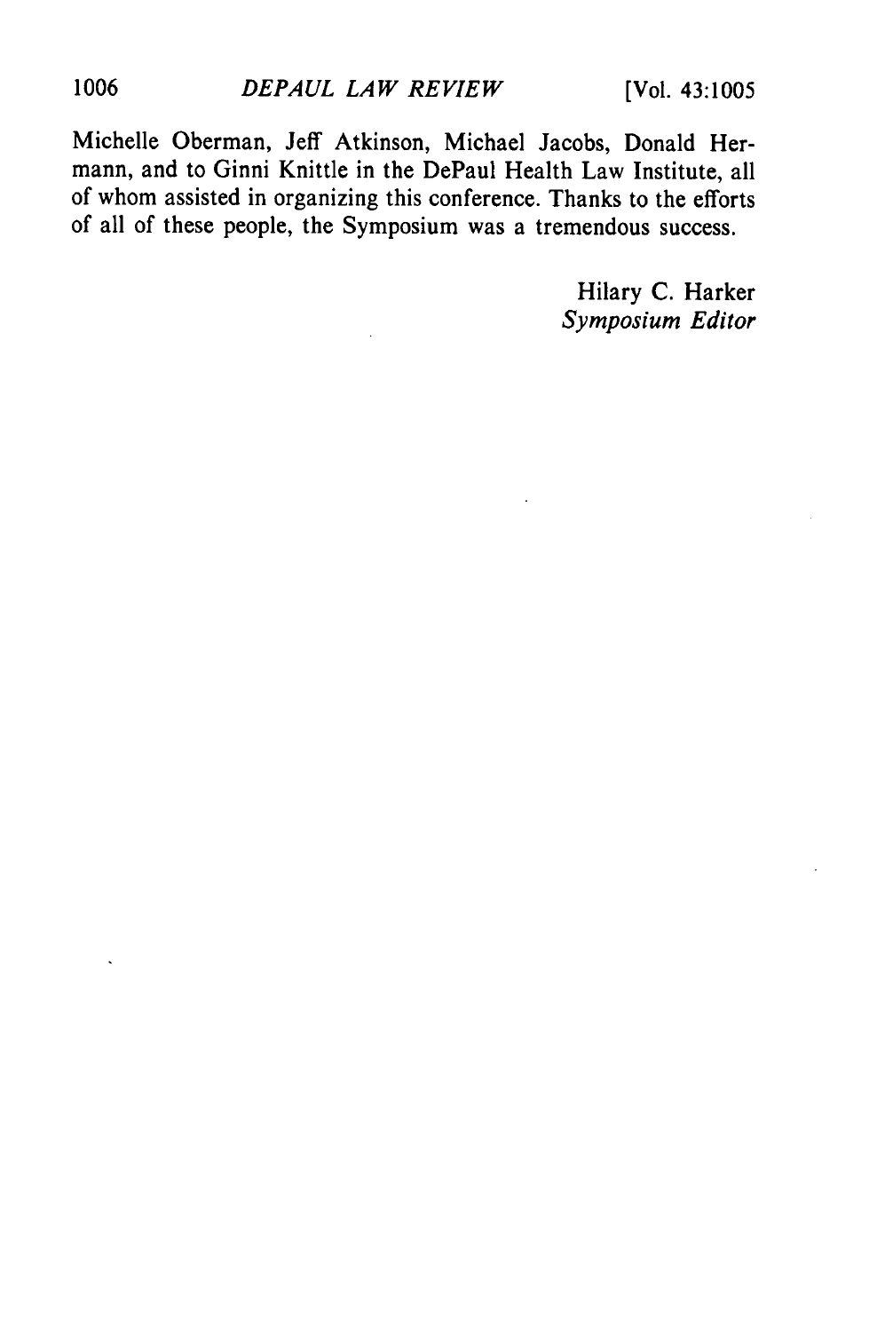Michelle Oberman, Jeff Atkinson, Michael Jacobs, Donald Hermann, and to Ginni Knittle in the DePaul Health Law Institute, all of whom assisted in organizing this conference. Thanks to the efforts of all of these people, the Symposium was a tremendous success.

Hilary C. Harker
*Symposium Editor*